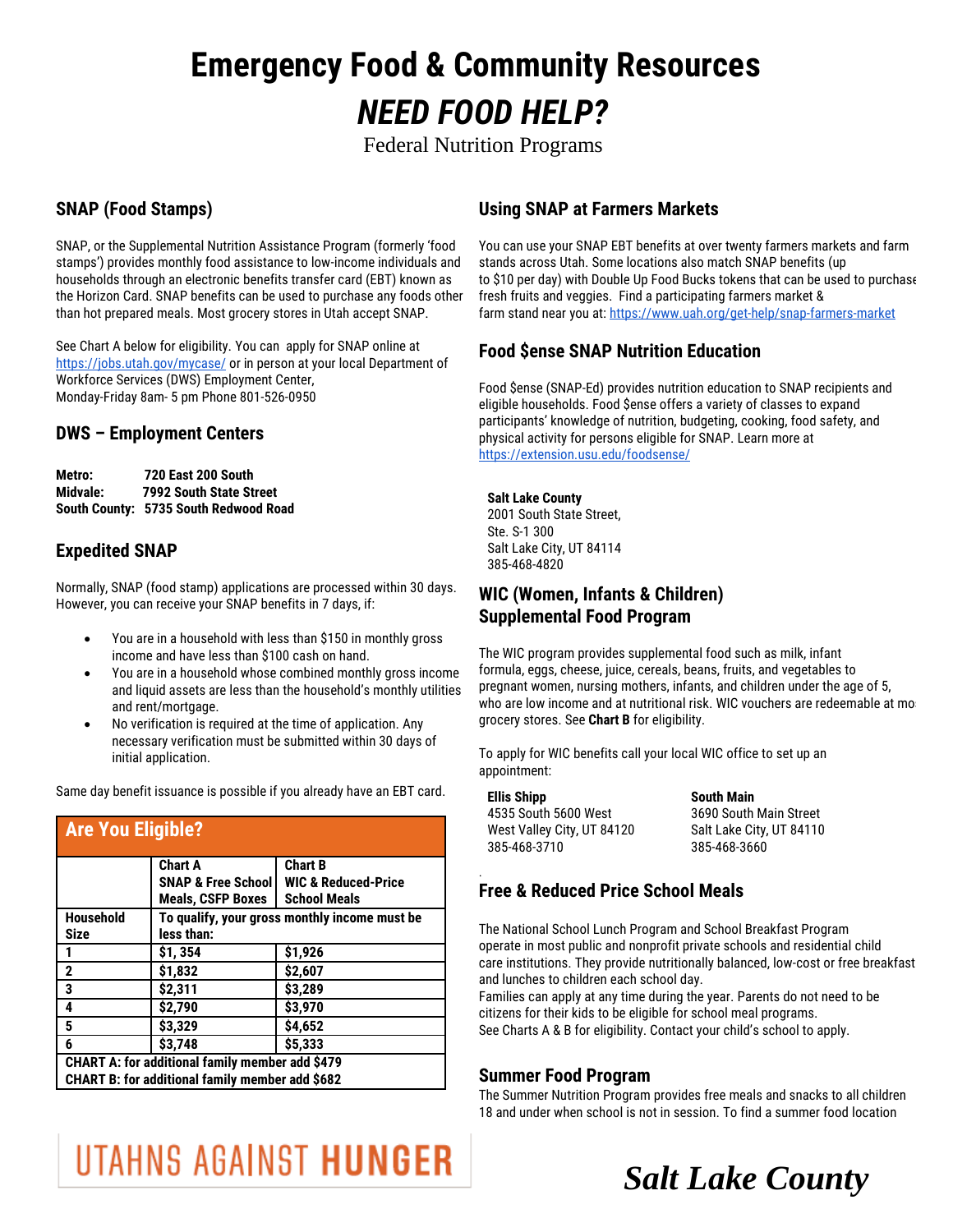# Emergency Food & Community Resources

# *NEED FOOD HELP?*

Federal Nutrition Programs

## SNAP (Food Stamps)

SNAP, or the Supplemental Nutrition Assistance Program (formerly 'food stamps') provides monthly food assistance to low-income individuals and households through an electronic benefits transfer card (EBT) known as the Horizon Card. SNAP benefits can be used to purchase any foods other than hot prepared meals. Most grocery stores in Utah accept SNAP.

See Chart A below for eligibility. You can apply for SNAP online at https://jobs.utah.gov/mycase/ or in person at your local Department of Workforce Services (DWS) Employment Center, Monday-Friday 8am- 5 pm Phone 801-526-0950

## DWS – Employment Centers

**Metro:** **720 East 200 South**
**Midvale:** **7992 South State Street**
**South County:** **5735 South Redwood Road**

## Expedited SNAP

Normally, SNAP (food stamp) applications are processed within 30 days. However, you can receive your SNAP benefits in 7 days, if:

- You are in a household with less than $150 in monthly gross income and have less than $100 cash on hand.
- You are in a household whose combined monthly gross income and liquid assets are less than the household's monthly utilities and rent/mortgage.
- No verification is required at the time of application. Any necessary verification must be submitted within 30 days of initial application.

Same day benefit issuance is possible if you already have an EBT card.

**Are You Eligible?**

| | **Chart A SNAP & Free School Meals, CSFP Boxes** | **Chart B WIC & Reduced-Price School Meals** |
|---|---|---|
| **Household Size** | **To qualify, your gross monthly income must be less than:** | |
| **1** | **$1, 354** | **$1,926** |
| **2** | **$1,832** | **$2,607** |
| **3** | **$2,311** | **$3,289** |
| **4** | **$2,790** | **$3,970** |
| **5** | **$3,329** | **$4,652** |
| **6** | **$3,748** | **$5,333** |

**CHART A: for additional family member add $479**
**CHART B: for additional family member add $682**

## Using SNAP at Farmers Markets

You can use your SNAP EBT benefits at over twenty farmers markets and farm stands across Utah. Some locations also match SNAP benefits (up to $10 per day) with Double Up Food Bucks tokens that can be used to purchase fresh fruits and veggies. Find a participating farmers market & farm stand near you at: https://www.uah.org/get-help/snap-farmers-market

## Food $ense SNAP Nutrition Education

Food $ense (SNAP-Ed) provides nutrition education to SNAP recipients and eligible households. Food $ense offers a variety of classes to expand participants' knowledge of nutrition, budgeting, cooking, food safety, and physical activity for persons eligible for SNAP. Learn more at https://extension.usu.edu/foodsense/

**Salt Lake County**
2001 South State Street,
Ste. S-1 300
Salt Lake City, UT 84114
385-468-4820

## WIC (Women, Infants & Children) Supplemental Food Program

The WIC program provides supplemental food such as milk, infant formula, eggs, cheese, juice, cereals, beans, fruits, and vegetables to pregnant women, nursing mothers, infants, and children under the age of 5, who are low income and at nutritional risk. WIC vouchers are redeemable at most grocery stores. See **Chart B** for eligibility.

To apply for WIC benefits call your local WIC office to set up an appointment:

**Ellis Shipp**
4535 South 5600 West
West Valley City, UT 84120
385-468-3710

**South Main**
3690 South Main Street
Salt Lake City, UT 84110
385-468-3660

## Free & Reduced Price School Meals

The National School Lunch Program and School Breakfast Program operate in most public and nonprofit private schools and residential child care institutions. They provide nutritionally balanced, low-cost or free breakfast and lunches to children each school day.
Families can apply at any time during the year. Parents do not need to be citizens for their kids to be eligible for school meal programs.
See Charts A & B for eligibility. Contact your child's school to apply.

## Summer Food Program

The Summer Nutrition Program provides free meals and snacks to all children 18 and under when school is not in session. To find a summer food location

UTAHNS AGAINST **HUNGER**

***Salt Lake County***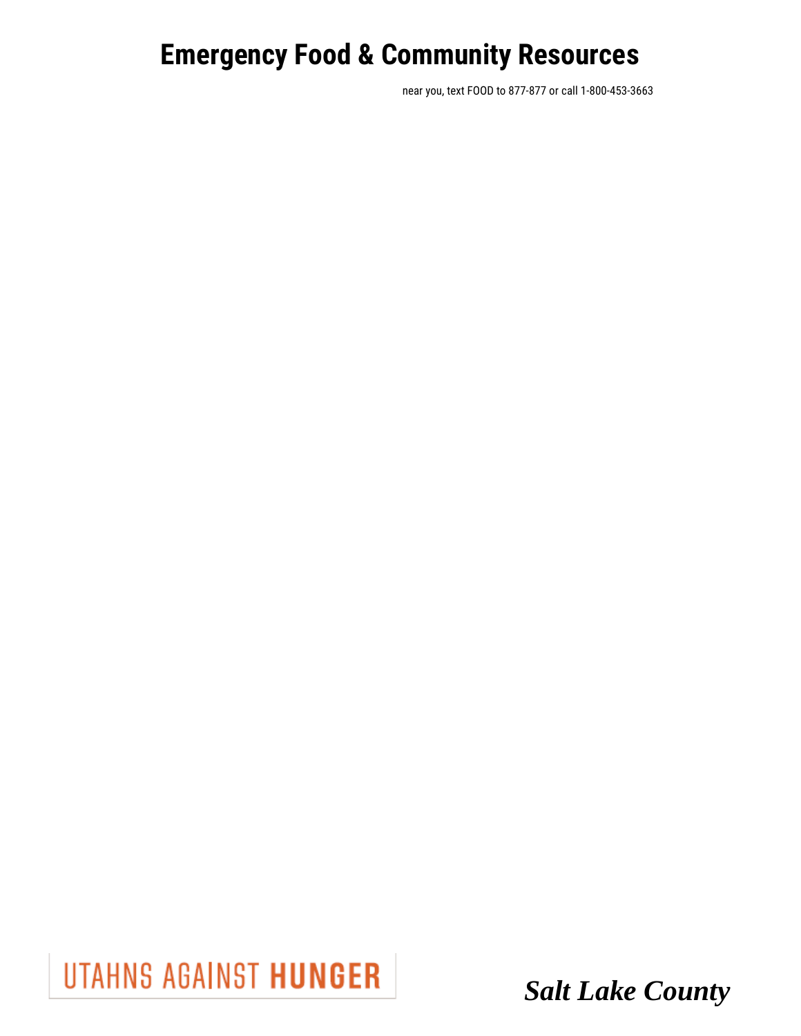# Emergency Food & Community Resources

near you, text FOOD to 877-877 or call 1-800-453-3663

UTAHNS AGAINST **HUNGER**

***Salt Lake County***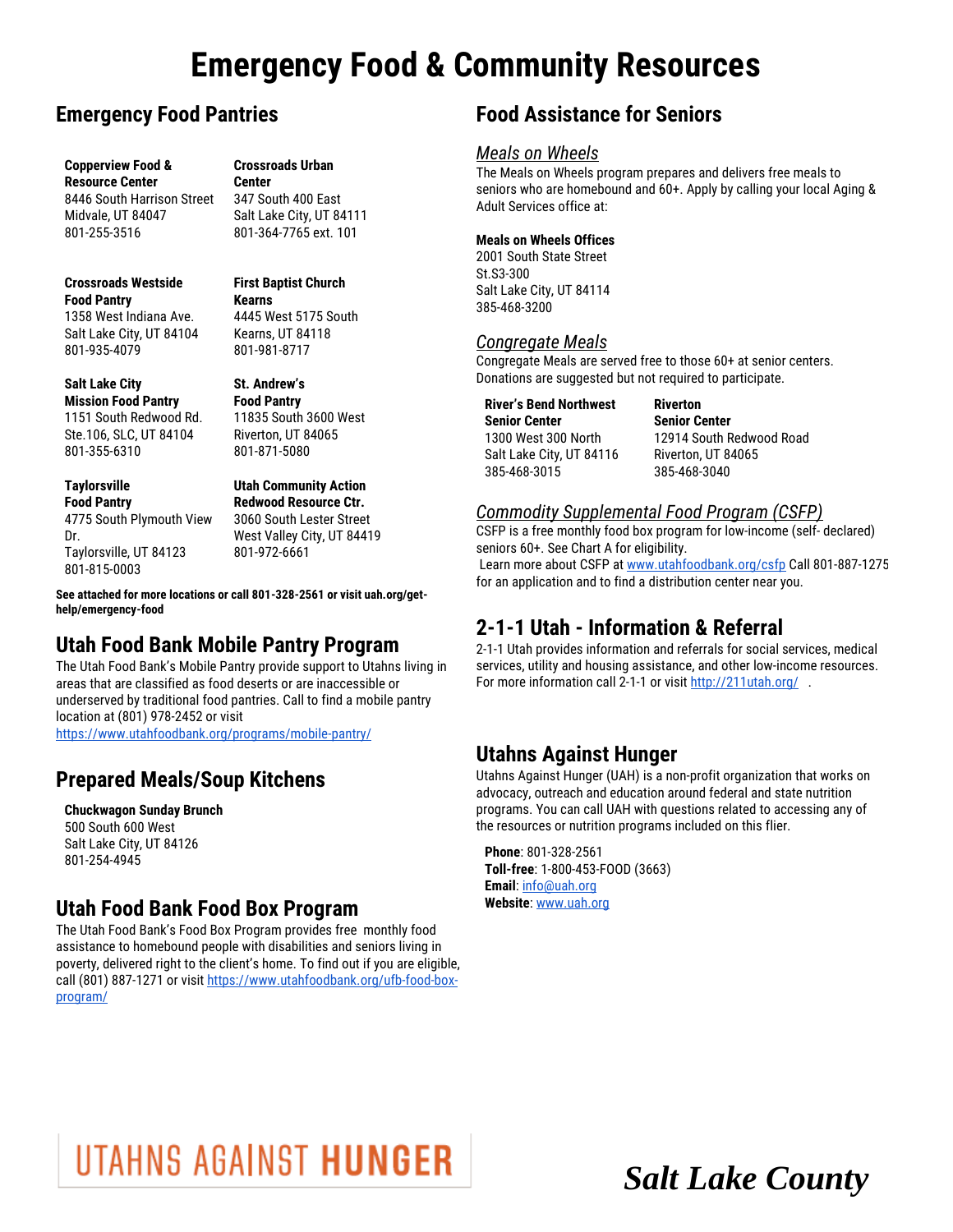# Emergency Food & Community Resources

## Emergency Food Pantries

**Copperview Food & Resource Center**
8446 South Harrison Street
Midvale, UT 84047
801-255-3516

**Crossroads Urban Center**
347 South 400 East
Salt Lake City, UT 84111
801-364-7765 ext. 101

**Crossroads Westside Food Pantry**
1358 West Indiana Ave.
Salt Lake City, UT 84104
801-935-4079

**First Baptist Church Kearns**
4445 West 5175 South
Kearns, UT 84118
801-981-8717

**Salt Lake City Mission Food Pantry**
1151 South Redwood Rd.
Ste.106, SLC, UT 84104
801-355-6310

**St. Andrew's Food Pantry**
11835 South 3600 West
Riverton, UT 84065
801-871-5080

**Taylorsville Food Pantry**
4775 South Plymouth View Dr.
Taylorsville, UT 84123
801-815-0003

**Utah Community Action Redwood Resource Ctr.**
3060 South Lester Street
West Valley City, UT 84419
801-972-6661

**See attached for more locations or call 801-328-2561 or visit uah.org/get-help/emergency-food**

## Utah Food Bank Mobile Pantry Program

The Utah Food Bank's Mobile Pantry provide support to Utahns living in areas that are classified as food deserts or are inaccessible or underserved by traditional food pantries. Call to find a mobile pantry location at (801) 978-2452 or visit https://www.utahfoodbank.org/programs/mobile-pantry/

## Prepared Meals/Soup Kitchens

**Chuckwagon Sunday Brunch**
500 South 600 West
Salt Lake City, UT 84126
801-254-4945

## Utah Food Bank Food Box Program

The Utah Food Bank's Food Box Program provides free monthly food assistance to homebound people with disabilities and seniors living in poverty, delivered right to the client's home. To find out if you are eligible, call (801) 887-1271 or visit https://www.utahfoodbank.org/ufb-food-box-program/

## Food Assistance for Seniors

### *Meals on Wheels*

The Meals on Wheels program prepares and delivers free meals to seniors who are homebound and 60+. Apply by calling your local Aging & Adult Services office at:

**Meals on Wheels Offices**
2001 South State Street
St.S3-300
Salt Lake City, UT 84114
385-468-3200

### *Congregate Meals*

Congregate Meals are served free to those 60+ at senior centers. Donations are suggested but not required to participate.

**River's Bend Northwest Senior Center**
1300 West 300 North
Salt Lake City, UT 84116
385-468-3015

**Riverton Senior Center**
12914 South Redwood Road
Riverton, UT 84065
385-468-3040

### *Commodity Supplemental Food Program (CSFP)*

CSFP is a free monthly food box program for low-income (self- declared) seniors 60+. See Chart A for eligibility.
Learn more about CSFP at www.utahfoodbank.org/csfp Call 801-887-1275 for an application and to find a distribution center near you.

## 2-1-1 Utah - Information & Referral

2-1-1 Utah provides information and referrals for social services, medical services, utility and housing assistance, and other low-income resources. For more information call 2-1-1 or visit http://211utah.org/ .

## Utahns Against Hunger

Utahns Against Hunger (UAH) is a non-profit organization that works on advocacy, outreach and education around federal and state nutrition programs. You can call UAH with questions related to accessing any of the resources or nutrition programs included on this flier.

**Phone**: 801-328-2561
**Toll-free**: 1-800-453-FOOD (3663)
**Email**: info@uah.org
**Website**: www.uah.org

UTAHNS AGAINST **HUNGER**

*Salt Lake County*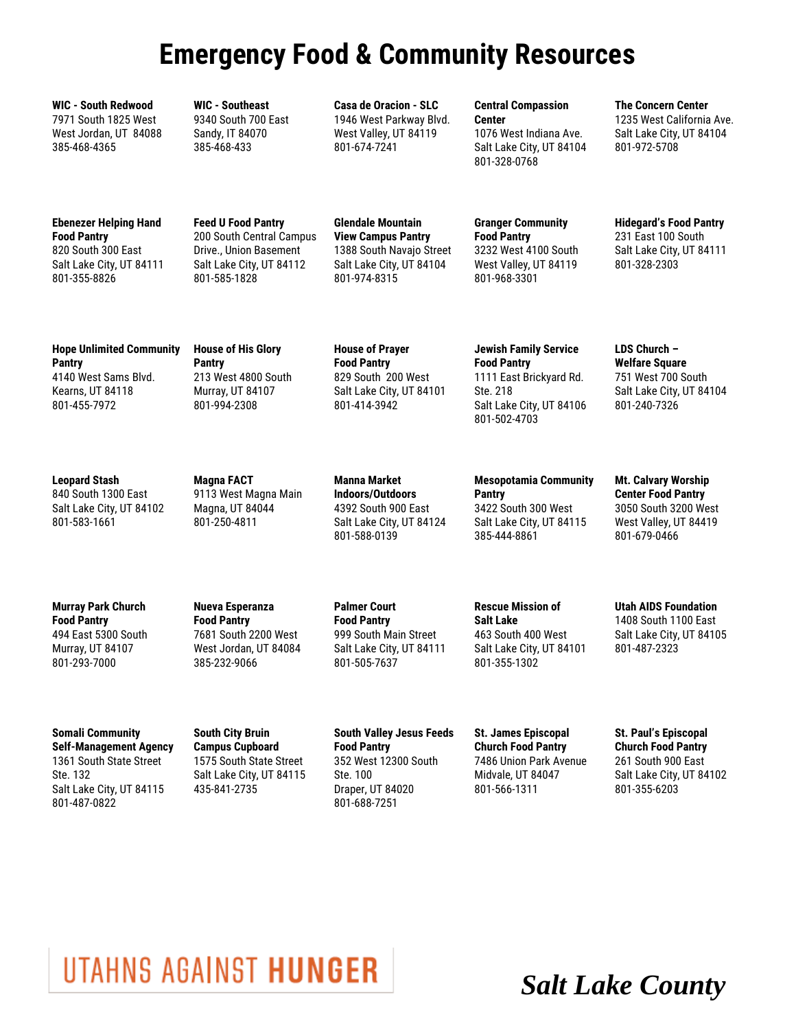# Emergency Food & Community Resources

**WIC - South Redwood**
7971 South 1825 West
West Jordan, UT 84088
385-468-4365

**WIC - Southeast**
9340 South 700 East
Sandy, IT 84070
385-468-433

**Casa de Oracion - SLC**
1946 West Parkway Blvd.
West Valley, UT 84119
801-674-7241

**Central Compassion Center**
1076 West Indiana Ave.
Salt Lake City, UT 84104
801-328-0768

**The Concern Center**
1235 West California Ave.
Salt Lake City, UT 84104
801-972-5708

**Ebenezer Helping Hand Food Pantry**
820 South 300 East
Salt Lake City, UT 84111
801-355-8826

**Feed U Food Pantry**
200 South Central Campus Drive., Union Basement
Salt Lake City, UT 84112
801-585-1828

**Glendale Mountain View Campus Pantry**
1388 South Navajo Street
Salt Lake City, UT 84104
801-974-8315

**Granger Community Food Pantry**
3232 West 4100 South
West Valley, UT 84119
801-968-3301

**Hidegard's Food Pantry**
231 East 100 South
Salt Lake City, UT 84111
801-328-2303

**Hope Unlimited Community Pantry**
4140 West Sams Blvd.
Kearns, UT 84118
801-455-7972

**House of His Glory Pantry**
213 West 4800 South
Murray, UT 84107
801-994-2308

**House of Prayer Food Pantry**
829 South 200 West
Salt Lake City, UT 84101
801-414-3942

**Jewish Family Service Food Pantry**
1111 East Brickyard Rd. Ste. 218
Salt Lake City, UT 84106
801-502-4703

**LDS Church – Welfare Square**
751 West 700 South
Salt Lake City, UT 84104
801-240-7326

**Leopard Stash**
840 South 1300 East
Salt Lake City, UT 84102
801-583-1661

**Magna FACT**
9113 West Magna Main
Magna, UT 84044
801-250-4811

**Manna Market Indoors/Outdoors**
4392 South 900 East
Salt Lake City, UT 84124
801-588-0139

**Mesopotamia Community Pantry**
3422 South 300 West
Salt Lake City, UT 84115
385-444-8861

**Mt. Calvary Worship Center Food Pantry**
3050 South 3200 West
West Valley, UT 84419
801-679-0466

**Murray Park Church Food Pantry**
494 East 5300 South
Murray, UT 84107
801-293-7000

**Nueva Esperanza Food Pantry**
7681 South 2200 West
West Jordan, UT 84084
385-232-9066

**Palmer Court Food Pantry**
999 South Main Street
Salt Lake City, UT 84111
801-505-7637

**Rescue Mission of Salt Lake**
463 South 400 West
Salt Lake City, UT 84101
801-355-1302

**Utah AIDS Foundation**
1408 South 1100 East
Salt Lake City, UT 84105
801-487-2323

**Somali Community Self-Management Agency**
1361 South State Street Ste. 132
Salt Lake City, UT 84115
801-487-0822

**South City Bruin Campus Cupboard**
1575 South State Street
Salt Lake City, UT 84115
435-841-2735

**South Valley Jesus Feeds Food Pantry**
352 West 12300 South Ste. 100
Draper, UT 84020
801-688-7251

**St. James Episcopal Church Food Pantry**
7486 Union Park Avenue
Midvale, UT 84047
801-566-1311

**St. Paul's Episcopal Church Food Pantry**
261 South 900 East
Salt Lake City, UT 84102
801-355-6203

UTAHNS AGAINST **HUNGER**

***Salt Lake County***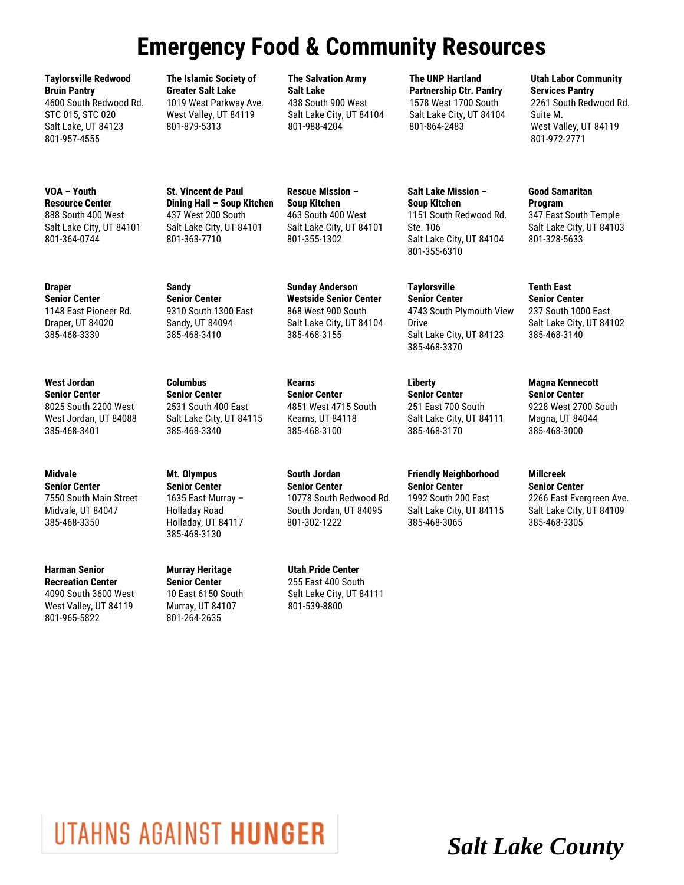# Emergency Food & Community Resources

**Taylorsville Redwood Bruin Pantry**
4600 South Redwood Rd.
STC 015, STC 020
Salt Lake, UT 84123
801-957-4555

**The Islamic Society of Greater Salt Lake**
1019 West Parkway Ave.
West Valley, UT 84119
801-879-5313

**The Salvation Army Salt Lake**
438 South 900 West
Salt Lake City, UT 84104
801-988-4204

**The UNP Hartland Partnership Ctr. Pantry**
1578 West 1700 South
Salt Lake City, UT 84104
801-864-2483

**Utah Labor Community Services Pantry**
2261 South Redwood Rd.
Suite M.
West Valley, UT 84119
801-972-2771

**VOA – Youth Resource Center**
888 South 400 West
Salt Lake City, UT 84101
801-364-0744

**St. Vincent de Paul Dining Hall – Soup Kitchen**
437 West 200 South
Salt Lake City, UT 84101
801-363-7710

**Rescue Mission – Soup Kitchen**
463 South 400 West
Salt Lake City, UT 84101
801-355-1302

**Salt Lake Mission – Soup Kitchen**
1151 South Redwood Rd.
Ste. 106
Salt Lake City, UT 84104
801-355-6310

**Good Samaritan Program**
347 East South Temple
Salt Lake City, UT 84103
801-328-5633

**Draper Senior Center**
1148 East Pioneer Rd.
Draper, UT 84020
385-468-3330

**Sandy Senior Center**
9310 South 1300 East
Sandy, UT 84094
385-468-3410

**Sunday Anderson Westside Senior Center**
868 West 900 South
Salt Lake City, UT 84104
385-468-3155

**Taylorsville Senior Center**
4743 South Plymouth View Drive
Salt Lake City, UT 84123
385-468-3370

**Tenth East Senior Center**
237 South 1000 East
Salt Lake City, UT 84102
385-468-3140

**West Jordan Senior Center**
8025 South 2200 West
West Jordan, UT 84088
385-468-3401

**Columbus Senior Center**
2531 South 400 East
Salt Lake City, UT 84115
385-468-3340

**Kearns Senior Center**
4851 West 4715 South
Kearns, UT 84118
385-468-3100

**Liberty Senior Center**
251 East 700 South
Salt Lake City, UT 84111
385-468-3170

**Magna Kennecott Senior Center**
9228 West 2700 South
Magna, UT 84044
385-468-3000

**Midvale Senior Center**
7550 South Main Street
Midvale, UT 84047
385-468-3350

**Mt. Olympus Senior Center**
1635 East Murray – Holladay Road
Holladay, UT 84117
385-468-3130

**South Jordan Senior Center**
10778 South Redwood Rd.
South Jordan, UT 84095
801-302-1222

**Friendly Neighborhood Senior Center**
1992 South 200 East
Salt Lake City, UT 84115
385-468-3065

**Millcreek Senior Center**
2266 East Evergreen Ave.
Salt Lake City, UT 84109
385-468-3305

**Harman Senior Recreation Center**
4090 South 3600 West
West Valley, UT 84119
801-965-5822

**Murray Heritage Senior Center**
10 East 6150 South
Murray, UT 84107
801-264-2635

**Utah Pride Center**
255 East 400 South
Salt Lake City, UT 84111
801-539-8800

UTAHNS AGAINST **HUNGER**

***Salt Lake County***